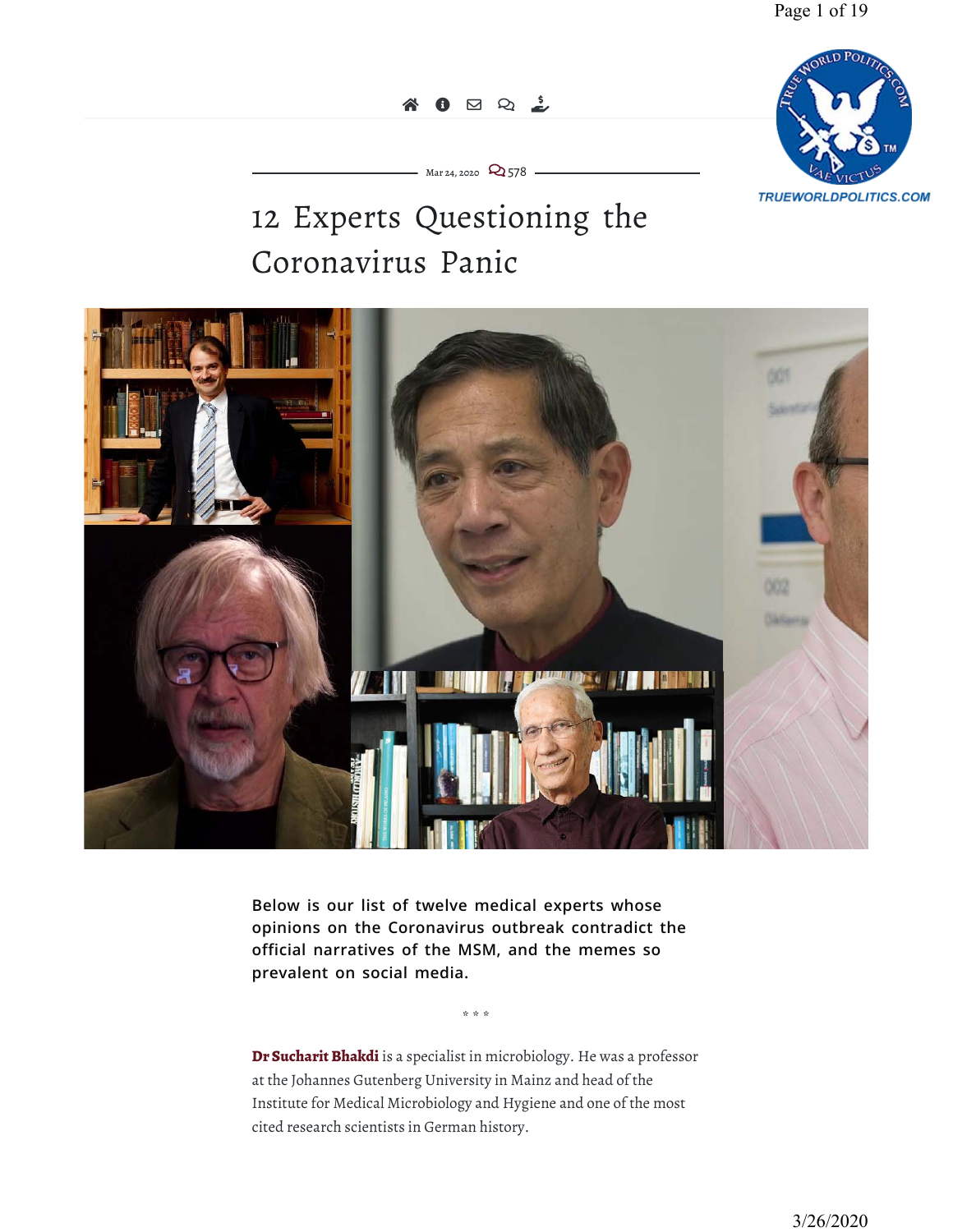Mar 24, 2020 578

# 12 Experts Questioning the Coronavirus Panic

**Below is our list of twelve medical experts whose opinions on the Coronavirus outbreak contradict the official narratives of the MSM, and the memes so prevalent on social media.**

\* \* \*

**Dr Sucharit Bhakdi** is a specialist in microbiology. He was a professor at the Johannes Gutenberg University in Mainz and head of the Institute for Medical Microbiology and Hygiene and one of the most cited research scientists in German history.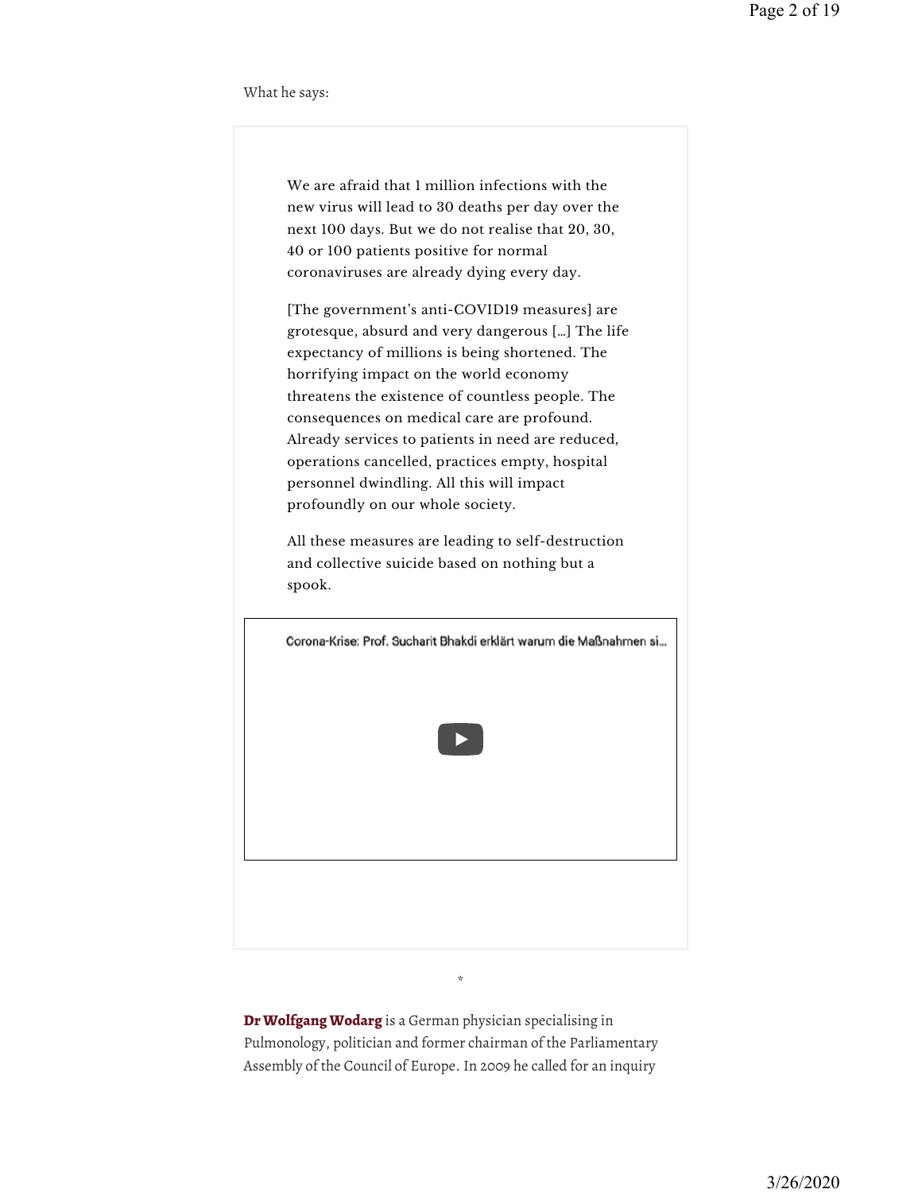What he says:

> We are afraid that 1 million infections with the new virus will lead to 30 deaths per day over the next 100 days. But we do not realise that 20, 30, 40 or 100 patients positive for normal coronaviruses are already dying every day.
>
> [The government's anti-COVID19 measures] are grotesque, absurd and very dangerous […] The life expectancy of millions is being shortened. The horrifying impact on the world economy threatens the existence of countless people. The consequences on medical care are profound. Already services to patients in need are reduced, operations cancelled, practices empty, hospital personnel dwindling. All this will impact profoundly on our whole society.
>
> All these measures are leading to self-destruction and collective suicide based on nothing but a spook.

Corona-Krise: Prof. Sucharit Bhakdi erklärt warum die Maßnahmen si...

*

**Dr Wolfgang Wodarg** is a German physician specialising in Pulmonology, politician and former chairman of the Parliamentary Assembly of the Council of Europe. In 2009 he called for an inquiry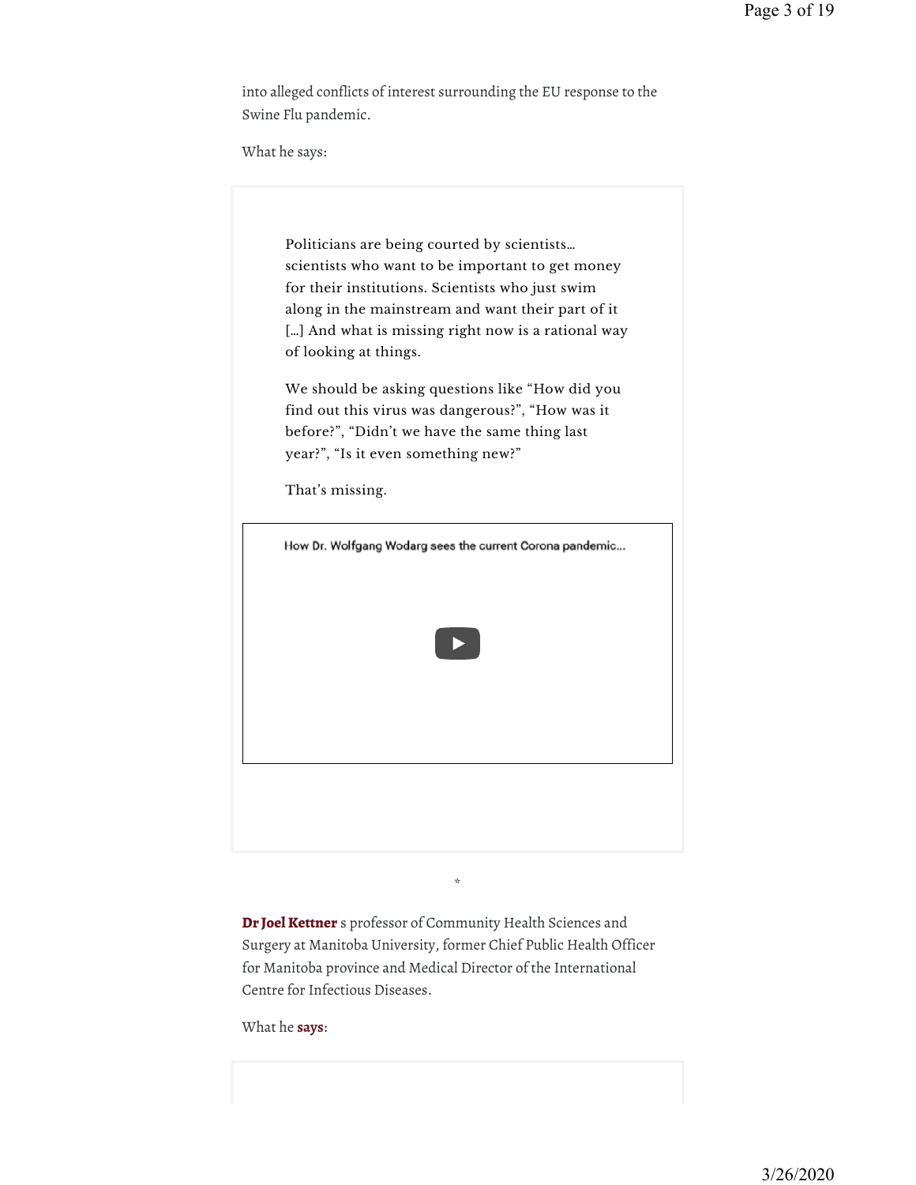into alleged conflicts of interest surrounding the EU response to the Swine Flu pandemic.

What he says:

> Politicians are being courted by scientists… scientists who want to be important to get money for their institutions. Scientists who just swim along in the mainstream and want their part of it […] And what is missing right now is a rational way of looking at things.
>
> We should be asking questions like "How did you find out this virus was dangerous?", "How was it before?", "Didn't we have the same thing last year?", "Is it even something new?"
>
> That's missing.

How Dr. Wolfgang Wodarg sees the current Corona pandemic...

*

**Dr Joel Kettner** s professor of Community Health Sciences and Surgery at Manitoba University, former Chief Public Health Officer for Manitoba province and Medical Director of the International Centre for Infectious Diseases.

What he **says**: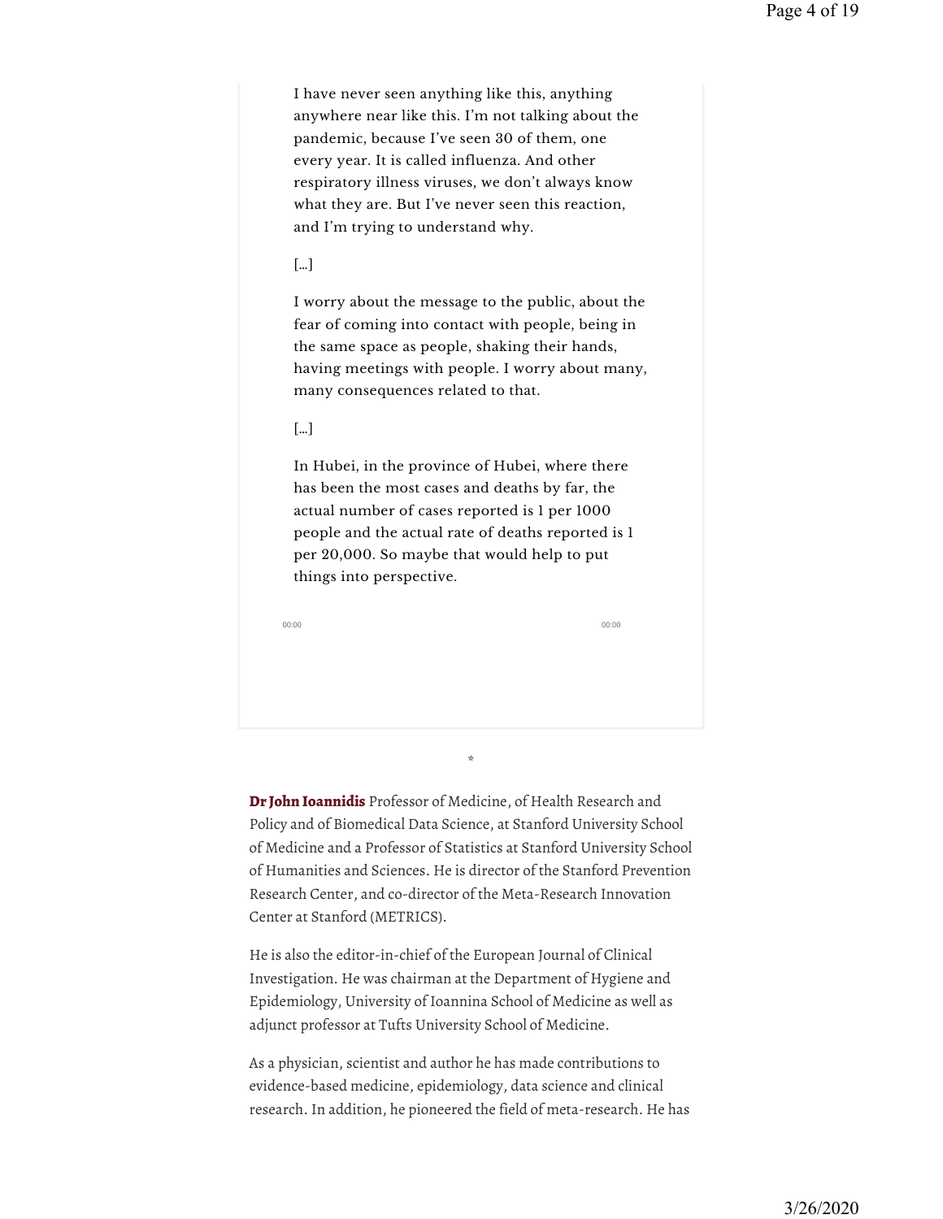> I have never seen anything like this, anything anywhere near like this. I'm not talking about the pandemic, because I've seen 30 of them, one every year. It is called influenza. And other respiratory illness viruses, we don't always know what they are. But I've never seen this reaction, and I'm trying to understand why.
>
> […]
>
> I worry about the message to the public, about the fear of coming into contact with people, being in the same space as people, shaking their hands, having meetings with people. I worry about many, many consequences related to that.
>
> […]
>
> In Hubei, in the province of Hubei, where there has been the most cases and deaths by far, the actual number of cases reported is 1 per 1000 people and the actual rate of deaths reported is 1 per 20,000. So maybe that would help to put things into perspective.

00:00 00:00

*

**Dr John Ioannidis** Professor of Medicine, of Health Research and Policy and of Biomedical Data Science, at Stanford University School of Medicine and a Professor of Statistics at Stanford University School of Humanities and Sciences. He is director of the Stanford Prevention Research Center, and co-director of the Meta-Research Innovation Center at Stanford (METRICS).

He is also the editor-in-chief of the European Journal of Clinical Investigation. He was chairman at the Department of Hygiene and Epidemiology, University of Ioannina School of Medicine as well as adjunct professor at Tufts University School of Medicine.

As a physician, scientist and author he has made contributions to evidence-based medicine, epidemiology, data science and clinical research. In addition, he pioneered the field of meta-research. He has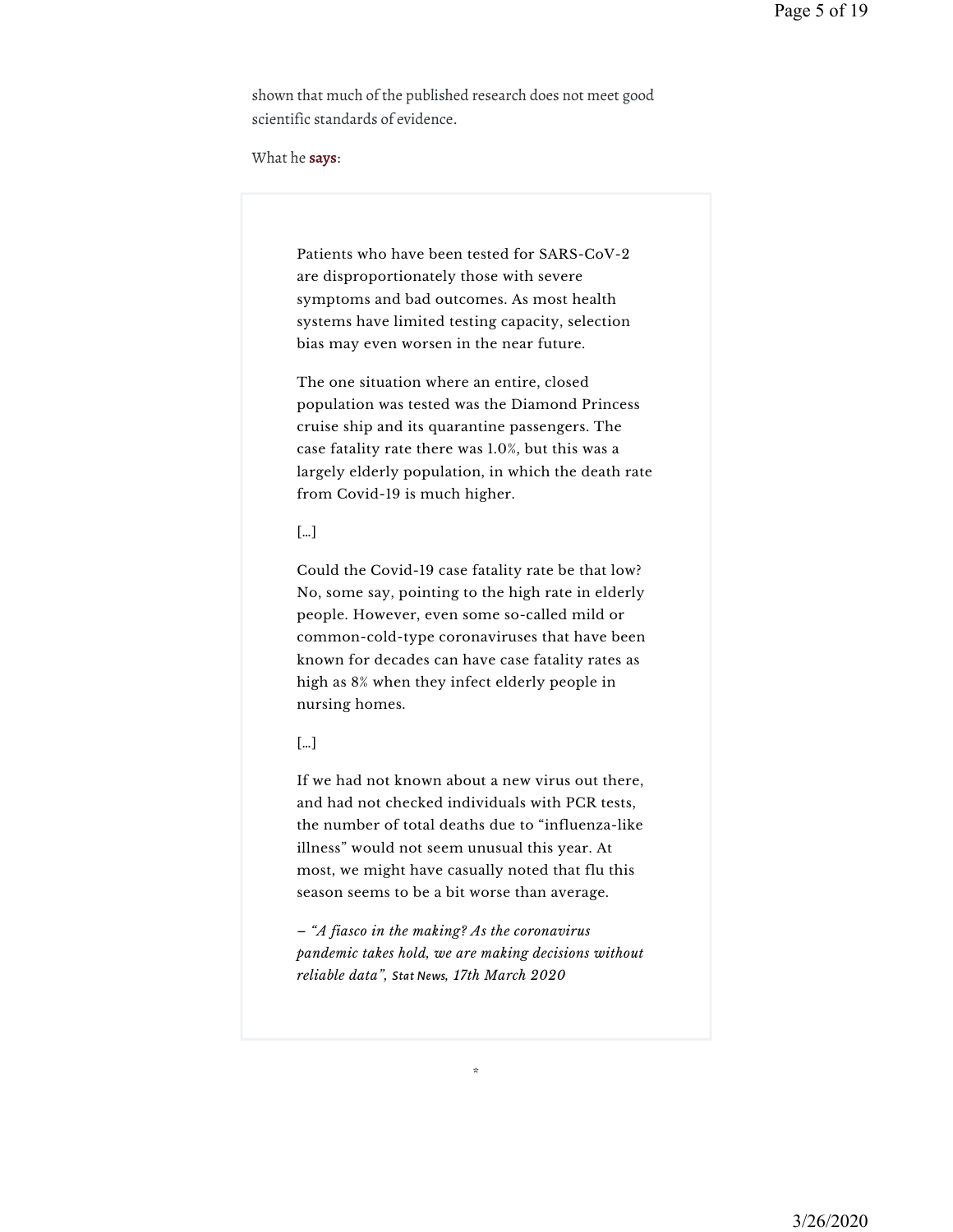shown that much of the published research does not meet good scientific standards of evidence.

What he **says**:

> Patients who have been tested for SARS-CoV-2 are disproportionately those with severe symptoms and bad outcomes. As most health systems have limited testing capacity, selection bias may even worsen in the near future.
>
> The one situation where an entire, closed population was tested was the Diamond Princess cruise ship and its quarantine passengers. The case fatality rate there was 1.0%, but this was a largely elderly population, in which the death rate from Covid-19 is much higher.
>
> […]
>
> Could the Covid-19 case fatality rate be that low? No, some say, pointing to the high rate in elderly people. However, even some so-called mild or common-cold-type coronaviruses that have been known for decades can have case fatality rates as high as 8% when they infect elderly people in nursing homes.
>
> […]
>
> If we had not known about a new virus out there, and had not checked individuals with PCR tests, the number of total deaths due to "influenza-like illness" would not seem unusual this year. At most, we might have casually noted that flu this season seems to be a bit worse than average.
>
> – *"A fiasco in the making? As the coronavirus pandemic takes hold, we are making decisions without reliable data", Stat News, 17th March 2020*

*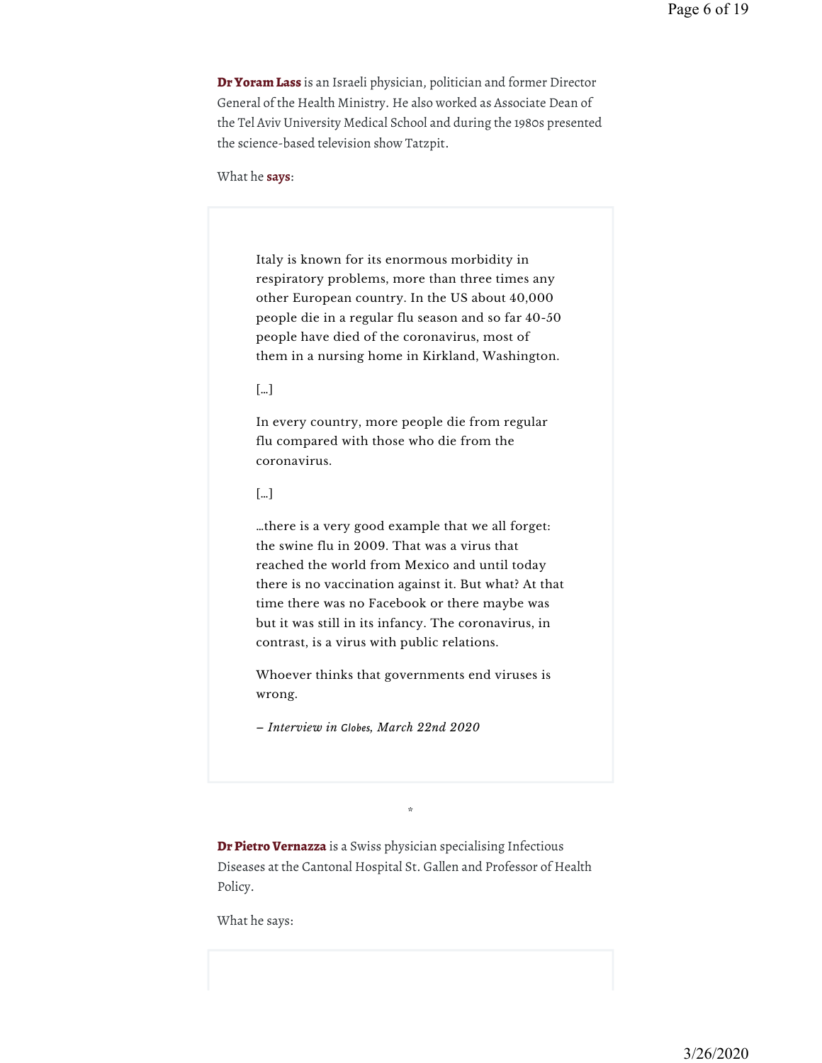**Dr Yoram Lass** is an Israeli physician, politician and former Director General of the Health Ministry. He also worked as Associate Dean of the Tel Aviv University Medical School and during the 1980s presented the science-based television show Tatzpit.

What he **says**:

> Italy is known for its enormous morbidity in respiratory problems, more than three times any other European country. In the US about 40,000 people die in a regular flu season and so far 40-50 people have died of the coronavirus, most of them in a nursing home in Kirkland, Washington.
>
> […]
>
> In every country, more people die from regular flu compared with those who die from the coronavirus.
>
> […]
>
> …there is a very good example that we all forget: the swine flu in 2009. That was a virus that reached the world from Mexico and until today there is no vaccination against it. But what? At that time there was no Facebook or there maybe was but it was still in its infancy. The coronavirus, in contrast, is a virus with public relations.
>
> Whoever thinks that governments end viruses is wrong.
>
> *– Interview in Globes, March 22nd 2020*

*

**Dr Pietro Vernazza** is a Swiss physician specialising Infectious Diseases at the Cantonal Hospital St. Gallen and Professor of Health Policy.

What he says: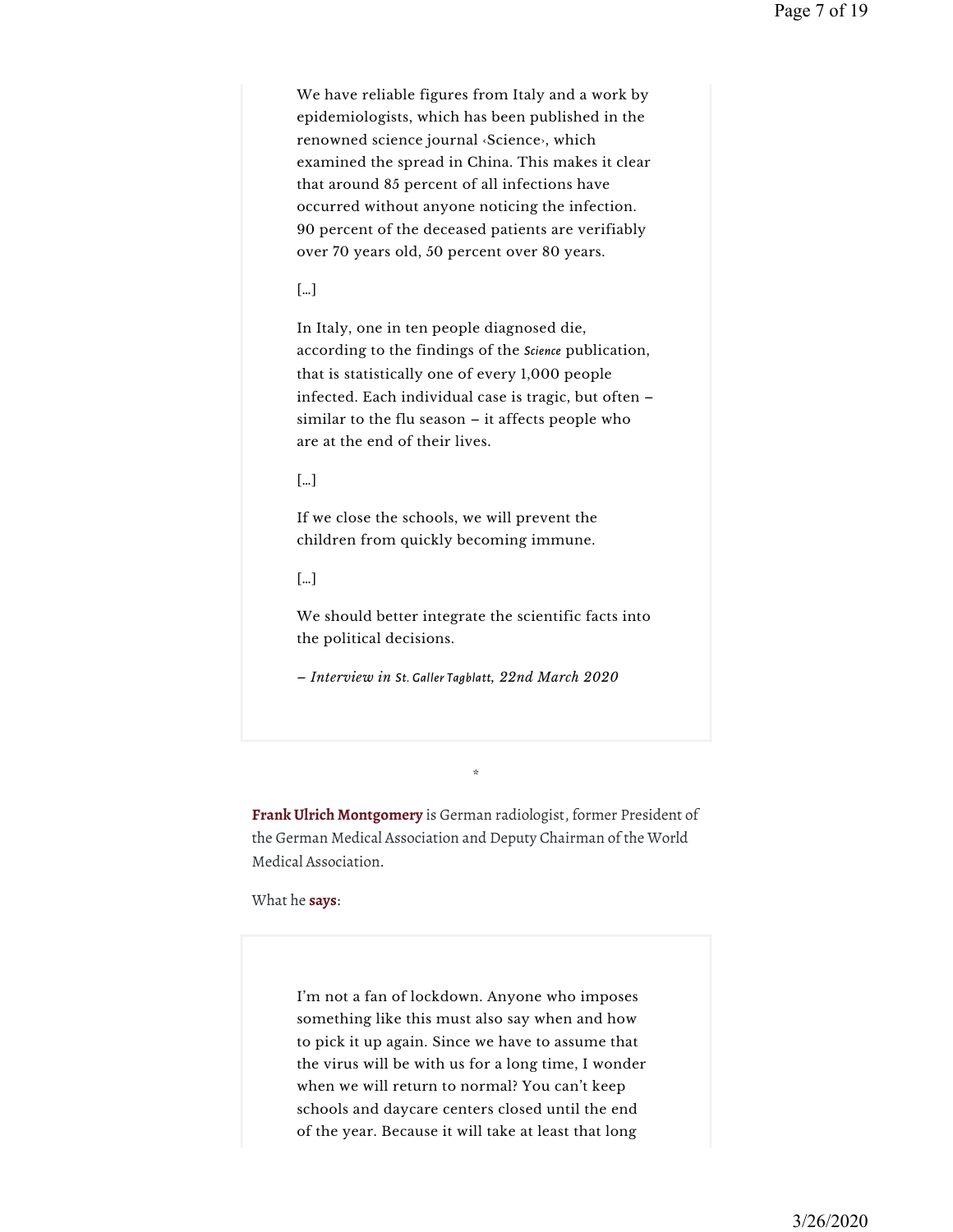> We have reliable figures from Italy and a work by epidemiologists, which has been published in the renowned science journal ‹Science›, which examined the spread in China. This makes it clear that around 85 percent of all infections have occurred without anyone noticing the infection. 90 percent of the deceased patients are verifiably over 70 years old, 50 percent over 80 years.
>
> […]
>
> In Italy, one in ten people diagnosed die, according to the findings of the *Science* publication, that is statistically one of every 1,000 people infected. Each individual case is tragic, but often – similar to the flu season – it affects people who are at the end of their lives.
>
> […]
>
> If we close the schools, we will prevent the children from quickly becoming immune.
>
> […]
>
> We should better integrate the scientific facts into the political decisions.
>
> *– Interview in St. Galler Tagblatt, 22nd March 2020*

*

**Frank Ulrich Montgomery** is German radiologist, former President of the German Medical Association and Deputy Chairman of the World Medical Association.

What he **says**:

> I'm not a fan of lockdown. Anyone who imposes something like this must also say when and how to pick it up again. Since we have to assume that the virus will be with us for a long time, I wonder when we will return to normal? You can't keep schools and daycare centers closed until the end of the year. Because it will take at least that long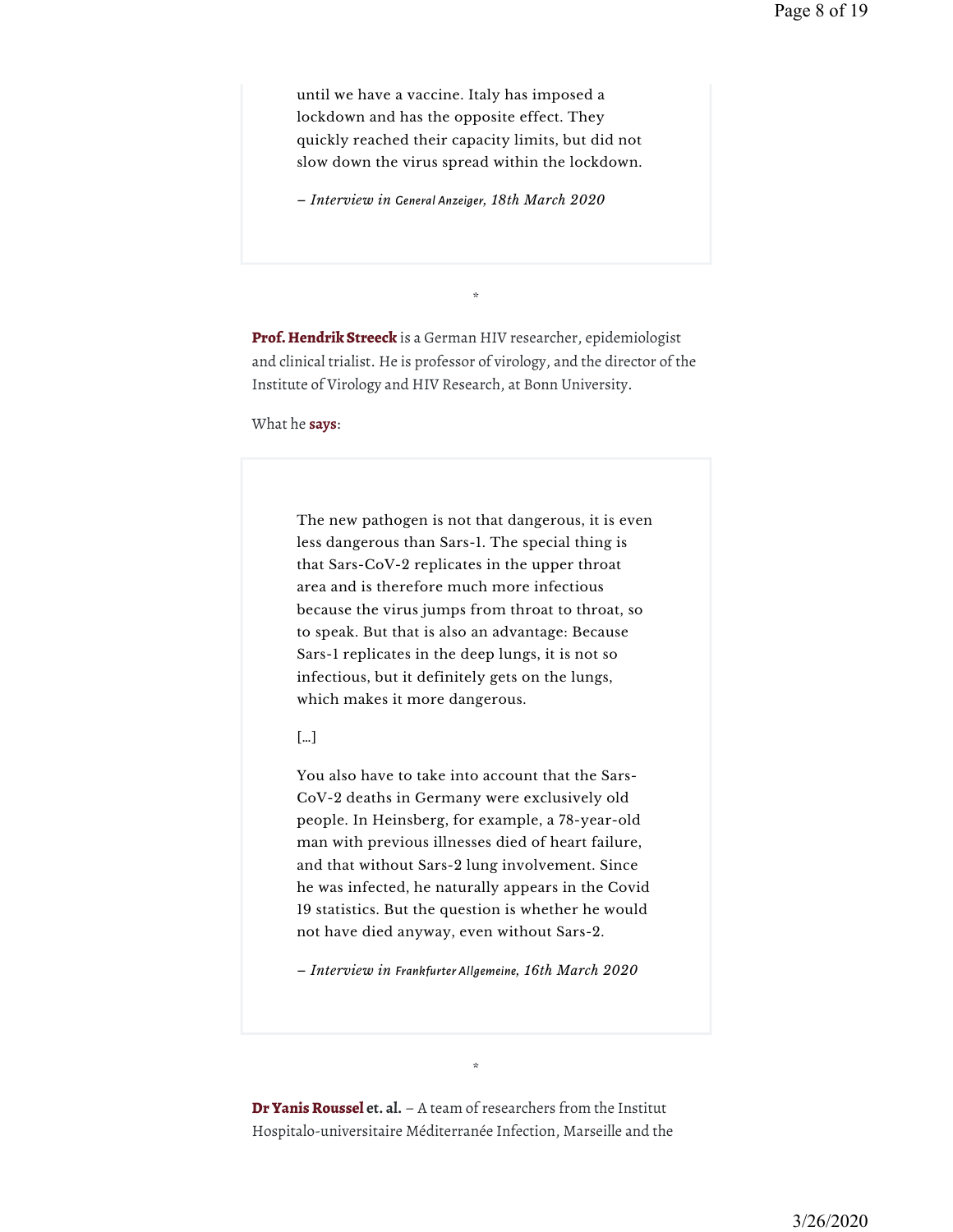> until we have a vaccine. Italy has imposed a lockdown and has the opposite effect. They quickly reached their capacity limits, but did not slow down the virus spread within the lockdown.
>
> *– Interview in General Anzeiger, 18th March 2020*

*

**Prof. Hendrik Streeck** is a German HIV researcher, epidemiologist and clinical trialist. He is professor of virology, and the director of the Institute of Virology and HIV Research, at Bonn University.

What he **says**:

> The new pathogen is not that dangerous, it is even less dangerous than Sars-1. The special thing is that Sars-CoV-2 replicates in the upper throat area and is therefore much more infectious because the virus jumps from throat to throat, so to speak. But that is also an advantage: Because Sars-1 replicates in the deep lungs, it is not so infectious, but it definitely gets on the lungs, which makes it more dangerous.
>
> […]
>
> You also have to take into account that the Sars-CoV-2 deaths in Germany were exclusively old people. In Heinsberg, for example, a 78-year-old man with previous illnesses died of heart failure, and that without Sars-2 lung involvement. Since he was infected, he naturally appears in the Covid 19 statistics. But the question is whether he would not have died anyway, even without Sars-2.
>
> *– Interview in Frankfurter Allgemeine, 16th March 2020*

*

**Dr Yanis Roussel et. al.** – A team of researchers from the Institut Hospitalo-universitaire Méditerranée Infection, Marseille and the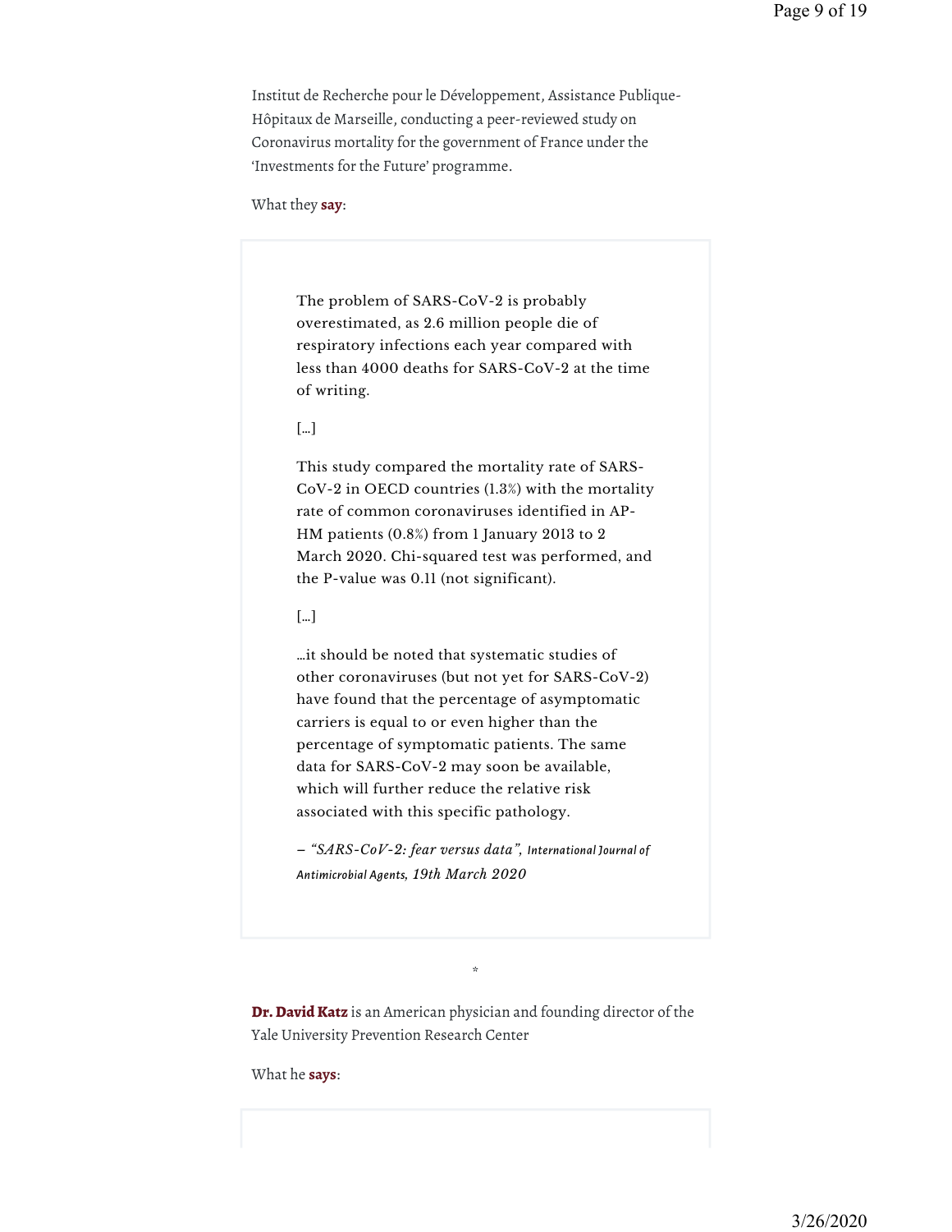Institut de Recherche pour le Développement, Assistance Publique-Hôpitaux de Marseille, conducting a peer-reviewed study on Coronavirus mortality for the government of France under the 'Investments for the Future' programme.

What they **say**:

> The problem of SARS-CoV-2 is probably overestimated, as 2.6 million people die of respiratory infections each year compared with less than 4000 deaths for SARS-CoV-2 at the time of writing.
>
> […]
>
> This study compared the mortality rate of SARS-CoV-2 in OECD countries (1.3%) with the mortality rate of common coronaviruses identified in AP-HM patients (0.8%) from 1 January 2013 to 2 March 2020. Chi-squared test was performed, and the P-value was 0.11 (not significant).
>
> […]
>
> …it should be noted that systematic studies of other coronaviruses (but not yet for SARS-CoV-2) have found that the percentage of asymptomatic carriers is equal to or even higher than the percentage of symptomatic patients. The same data for SARS-CoV-2 may soon be available, which will further reduce the relative risk associated with this specific pathology.
>
> – *"SARS-CoV-2: fear versus data", International Journal of Antimicrobial Agents, 19th March 2020*

*

**Dr. David Katz** is an American physician and founding director of the Yale University Prevention Research Center

What he **says**: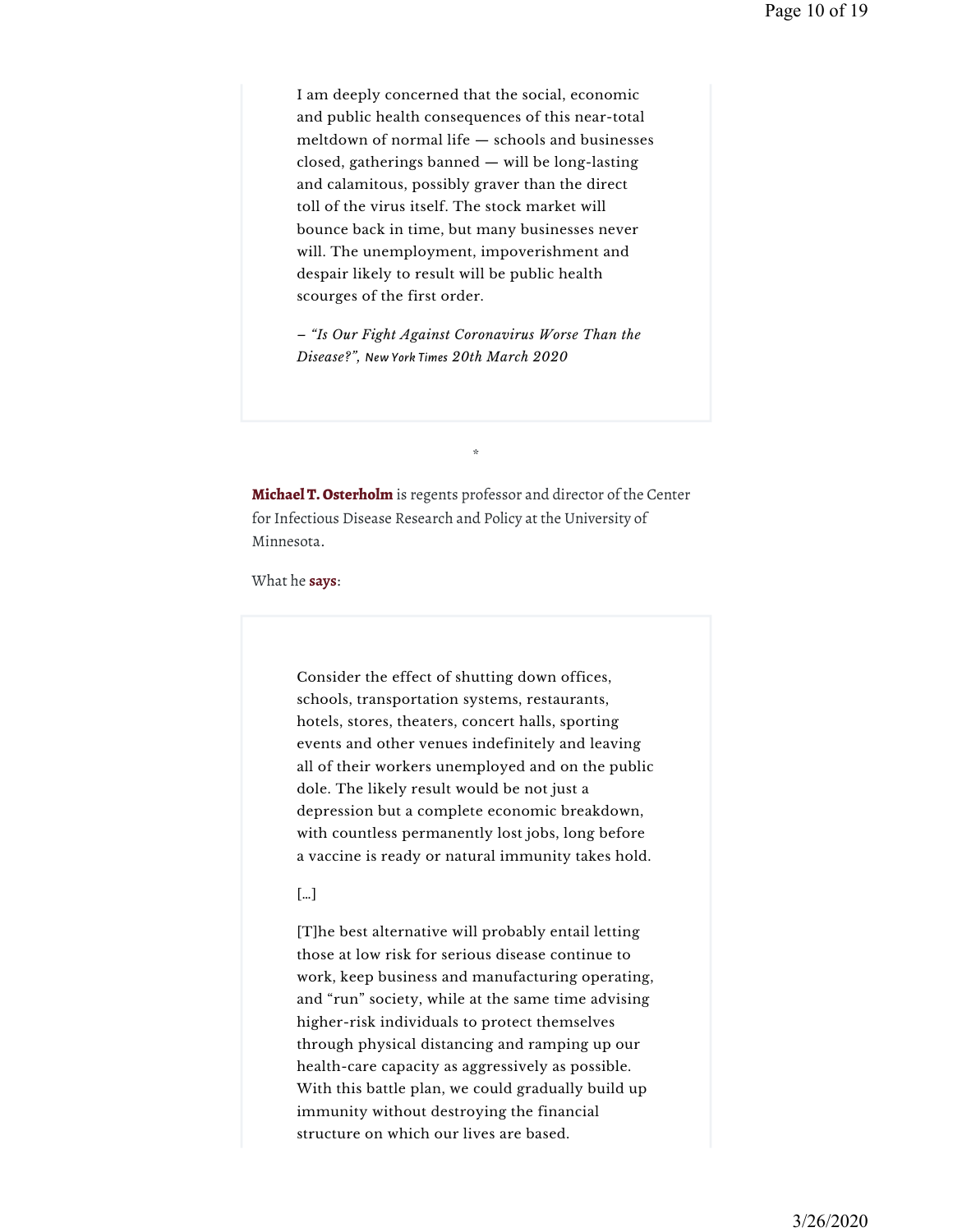> I am deeply concerned that the social, economic and public health consequences of this near-total meltdown of normal life — schools and businesses closed, gatherings banned — will be long-lasting and calamitous, possibly graver than the direct toll of the virus itself. The stock market will bounce back in time, but many businesses never will. The unemployment, impoverishment and despair likely to result will be public health scourges of the first order.
>
> – *"Is Our Fight Against Coronavirus Worse Than the Disease?", New York Times 20th March 2020*

*

**Michael T. Osterholm** is regents professor and director of the Center for Infectious Disease Research and Policy at the University of Minnesota.

What he **says**:

> Consider the effect of shutting down offices, schools, transportation systems, restaurants, hotels, stores, theaters, concert halls, sporting events and other venues indefinitely and leaving all of their workers unemployed and on the public dole. The likely result would be not just a depression but a complete economic breakdown, with countless permanently lost jobs, long before a vaccine is ready or natural immunity takes hold.
>
> […]
>
> [T]he best alternative will probably entail letting those at low risk for serious disease continue to work, keep business and manufacturing operating, and "run" society, while at the same time advising higher-risk individuals to protect themselves through physical distancing and ramping up our health-care capacity as aggressively as possible. With this battle plan, we could gradually build up immunity without destroying the financial structure on which our lives are based.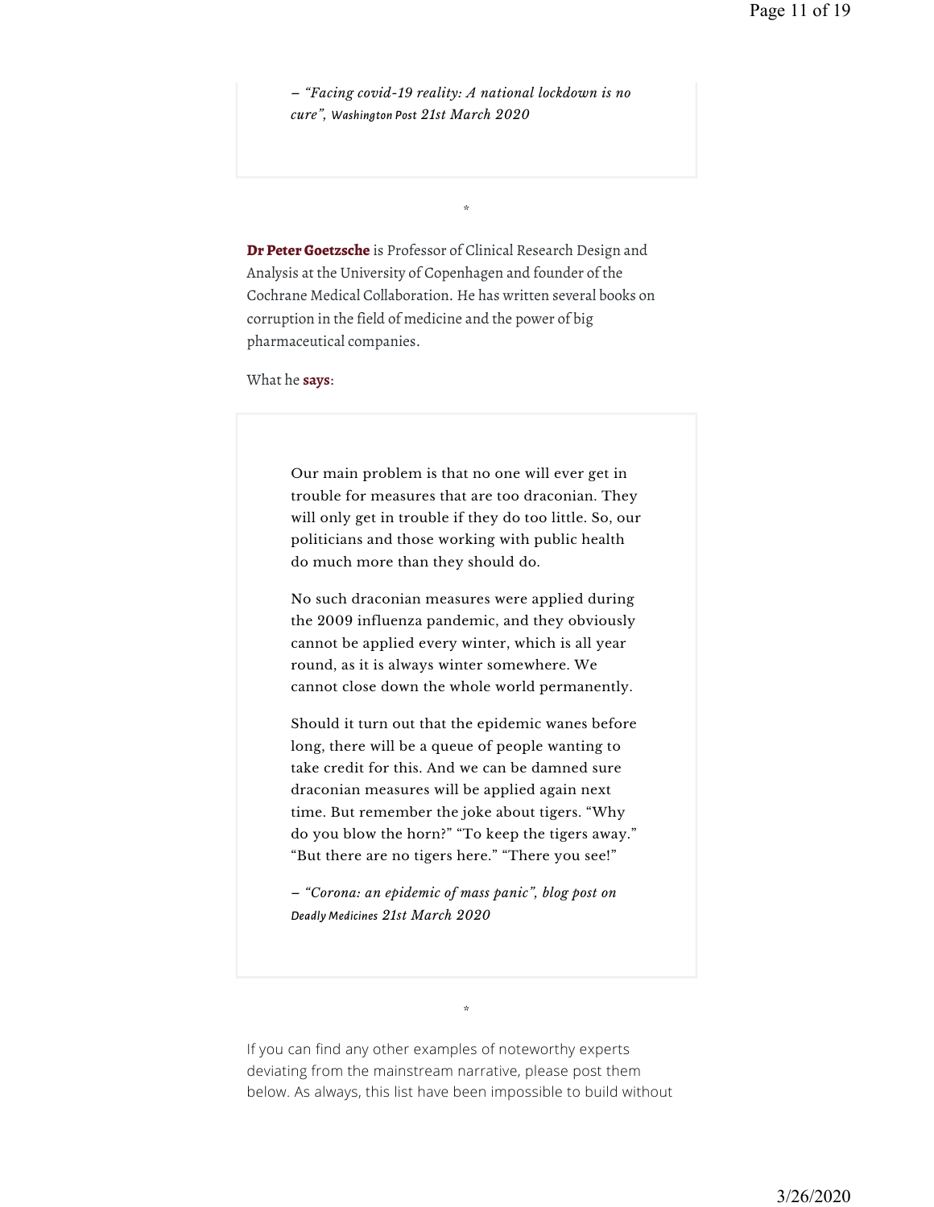> – *"Facing covid-19 reality: A national lockdown is no cure", Washington Post 21st March 2020*

\*

**Dr Peter Goetzsche** is Professor of Clinical Research Design and Analysis at the University of Copenhagen and founder of the Cochrane Medical Collaboration. He has written several books on corruption in the field of medicine and the power of big pharmaceutical companies.

What he **says**:

> Our main problem is that no one will ever get in trouble for measures that are too draconian. They will only get in trouble if they do too little. So, our politicians and those working with public health do much more than they should do.
>
> No such draconian measures were applied during the 2009 influenza pandemic, and they obviously cannot be applied every winter, which is all year round, as it is always winter somewhere. We cannot close down the whole world permanently.
>
> Should it turn out that the epidemic wanes before long, there will be a queue of people wanting to take credit for this. And we can be damned sure draconian measures will be applied again next time. But remember the joke about tigers. "Why do you blow the horn?" "To keep the tigers away." "But there are no tigers here." "There you see!"
>
> – *"Corona: an epidemic of mass panic", blog post on Deadly Medicines 21st March 2020*

\*

If you can find any other examples of noteworthy experts deviating from the mainstream narrative, please post them below. As always, this list have been impossible to build without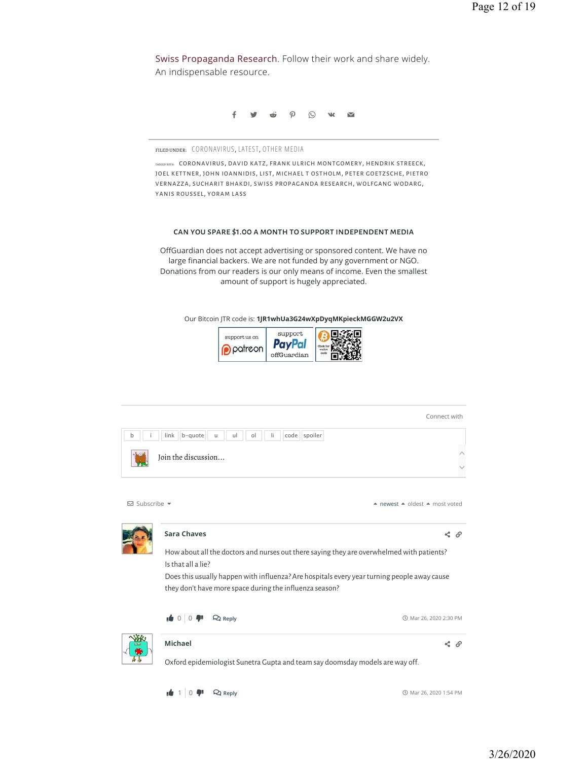Swiss Propaganda Research. Follow their work and share widely. An indispensable resource.

FILED UNDER: CORONAVIRUS, LATEST, OTHER MEDIA

TAGGED WITH: CORONAVIRUS, DAVID KATZ, FRANK ULRICH MONTGOMERY, HENDRIK STREECK, JOEL KETTNER, JOHN IOANNIDIS, LIST, MICHAEL T OSTHOLM, PETER GOETZSCHE, PIETRO VERNAZZA, SUCHARIT BHAKDI, SWISS PROPAGANDA RESEARCH, WOLFGANG WODARG, YANIS ROUSSEL, YORAM LASS

**CAN YOU SPARE $1.00 A MONTH TO SUPPORT INDEPENDENT MEDIA**

OffGuardian does not accept advertising or sponsored content. We have no large financial backers. We are not funded by any government or NGO. Donations from our readers is our only means of income. Even the smallest amount of support is hugely appreciated.

Our Bitcoin JTR code is: **1JR1whUa3G24wXpDyqMKpieckMGGW2u2VX**

support us on patreon | support PayPal offGuardian | Click for wallet code

Connect with

b | i | link | b-quote | u | ul | ol | li | code | spoiler

Join the discussion...

Subscribe ▾ | newest | oldest | most voted

**Sara Chaves**

How about all the doctors and nurses out there saying they are overwhelmed with patients? Is that all a lie?

Does this usually happen with influenza? Are hospitals every year turning people away cause they don't have more space during the influenza season?

0 | 0 | Reply | Mar 26, 2020 2:30 PM

**Michael**

Oxford epidemiologist Sunetra Gupta and team say doomsday models are way off.

1 | 0 | Reply | Mar 26, 2020 1:54 PM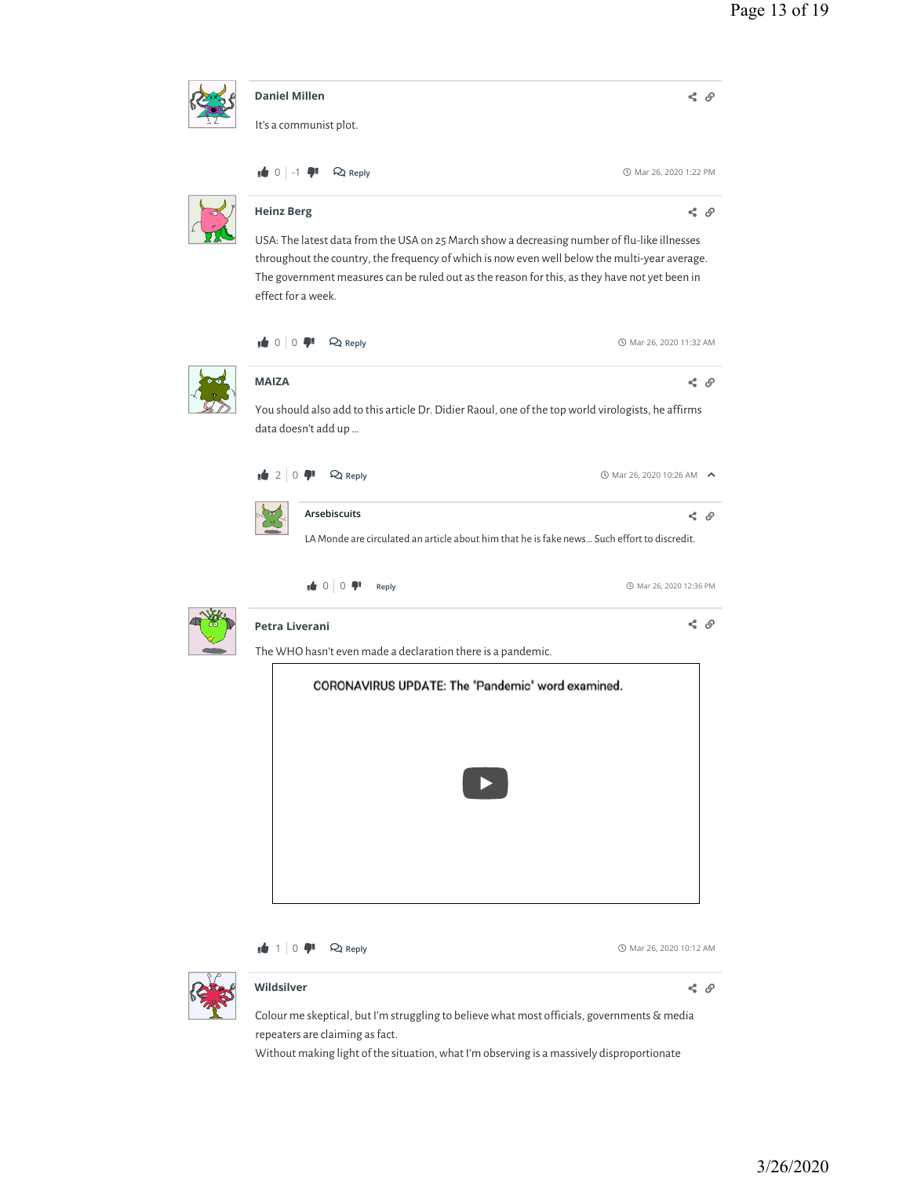**Daniel Millen**

It's a communist plot.

0 | -1 Reply Mar 26, 2020 1:22 PM

**Heinz Berg**

USA: The latest data from the USA on 25 March show a decreasing number of flu-like illnesses throughout the country, the frequency of which is now even well below the multi-year average. The government measures can be ruled out as the reason for this, as they have not yet been in effect for a week.

0 | 0 Reply Mar 26, 2020 11:32 AM

**MAIZA**

You should also add to this article Dr. Didier Raoul, one of the top world virologists, he affirms data doesn't add up ...

2 | 0 Reply Mar 26, 2020 10:26 AM

> **Arsebiscuits**
>
> LA Monde are circulated an article about him that he is fake news... Such effort to discredit.
>
> 0 | 0 Reply Mar 26, 2020 12:36 PM

**Petra Liverani**

The WHO hasn't even made a declaration there is a pandemic.

CORONAVIRUS UPDATE: The "Pandemic" word examined.

1 | 0 Reply Mar 26, 2020 10:12 AM

**Wildsilver**

Colour me skeptical, but I'm struggling to believe what most officials, governments & media repeaters are claiming as fact.
Without making light of the situation, what I'm observing is a massively disproportionate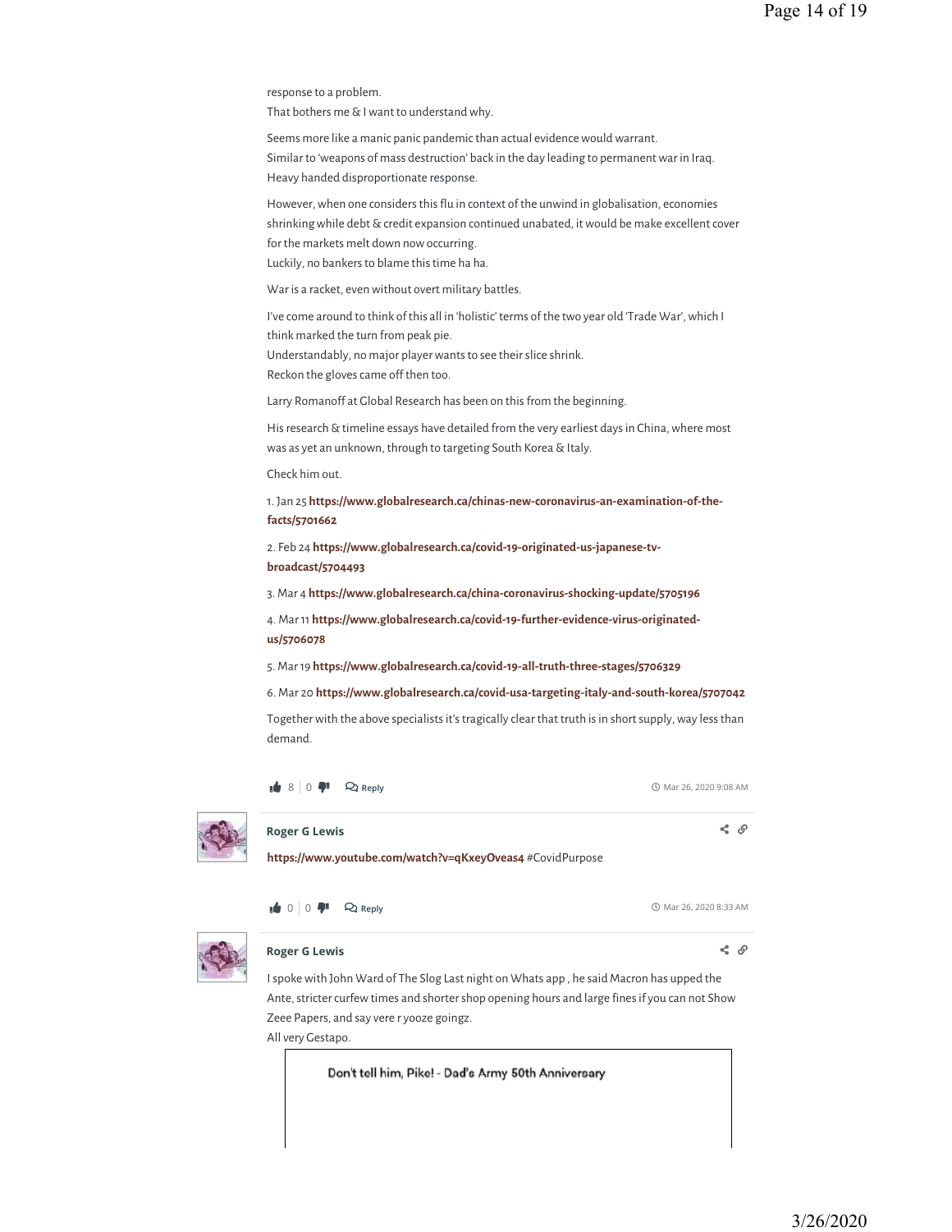response to a problem.
That bothers me & I want to understand why.

Seems more like a manic panic pandemic than actual evidence would warrant.
Similar to 'weapons of mass destruction' back in the day leading to permanent war in Iraq.
Heavy handed disproportionate response.

However, when one considers this flu in context of the unwind in globalisation, economies shrinking while debt & credit expansion continued unabated, it would be make excellent cover for the markets melt down now occurring.
Luckily, no bankers to blame this time ha ha.

War is a racket, even without overt military battles.

I've come around to think of this all in 'holistic' terms of the two year old 'Trade War', which I think marked the turn from peak pie.
Understandably, no major player wants to see their slice shrink.
Reckon the gloves came off then too.

Larry Romanoff at Global Research has been on this from the beginning.

His research & timeline essays have detailed from the very earliest days in China, where most was as yet an unknown, through to targeting South Korea & Italy.

Check him out.

1. Jan 25 **https://www.globalresearch.ca/chinas-new-coronavirus-an-examination-of-the-facts/5701662**

2. Feb 24 **https://www.globalresearch.ca/covid-19-originated-us-japanese-tv-broadcast/5704493**

3. Mar 4 **https://www.globalresearch.ca/china-coronavirus-shocking-update/5705196**

4. Mar 11 **https://www.globalresearch.ca/covid-19-further-evidence-virus-originated-us/5706078**

5. Mar 19 **https://www.globalresearch.ca/covid-19-all-truth-three-stages/5706329**

6. Mar 20 **https://www.globalresearch.ca/covid-usa-targeting-italy-and-south-korea/5707042**

Together with the above specialists it's tragically clear that truth is in short supply, way less than demand.

8 | 0 Reply — Mar 26, 2020 9:08 AM

---

**Roger G Lewis**

**https://www.youtube.com/watch?v=qKxeyOveas4** #CovidPurpose

0 | 0 Reply — Mar 26, 2020 8:33 AM

---

**Roger G Lewis**

I spoke with John Ward of The Slog Last night on Whats app , he said Macron has upped the Ante, stricter curfew times and shorter shop opening hours and large fines if you can not Show Zeee Papers, and say vere r yooze goingz.
All very Gestapo.

Don't tell him, Pike! - Dad's Army 50th Anniversary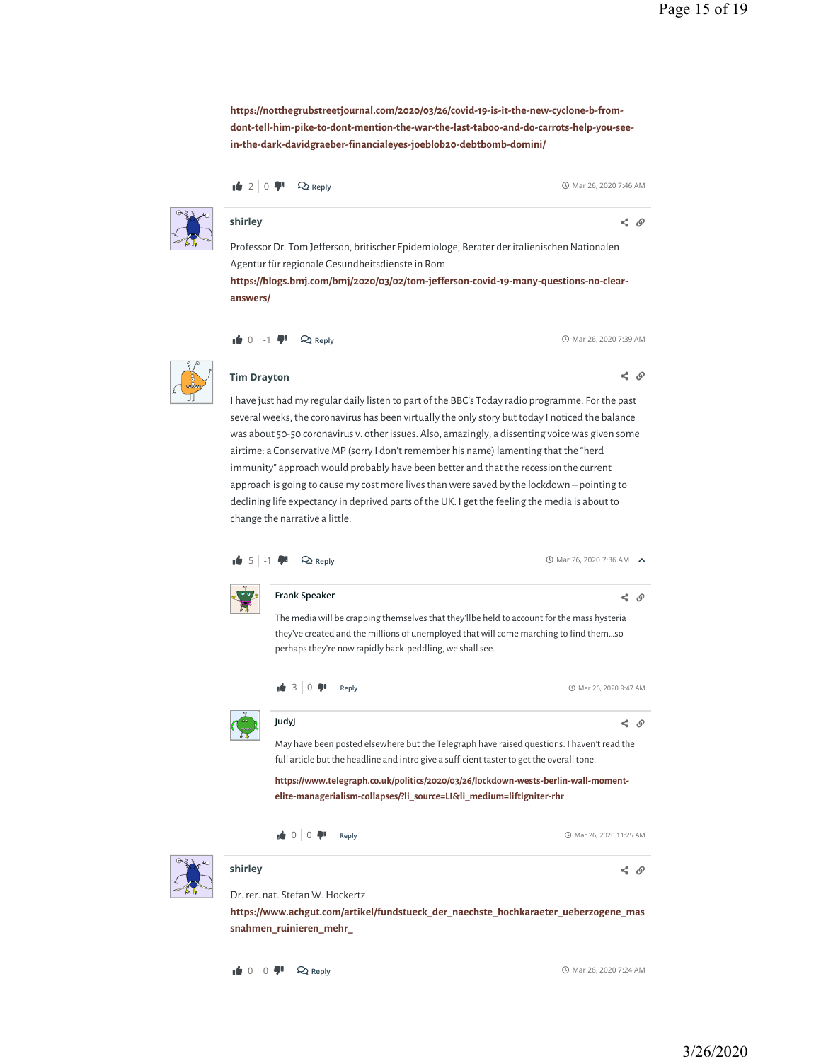https://notthegrubstreetjournal.com/2020/03/26/covid-19-is-it-the-new-cyclone-b-from-dont-tell-him-pike-to-dont-mention-the-war-the-last-taboo-and-do-carrots-help-you-see-in-the-dark-davidgraeber-financialeyes-joeblob20-debtbomb-domini/

2 | 0 Reply — Mar 26, 2020 7:46 AM

**shirley**

Professor Dr. Tom Jefferson, britischer Epidemiologe, Berater der italienischen Nationalen Agentur für regionale Gesundheitsdienste in Rom

https://blogs.bmj.com/bmj/2020/03/02/tom-jefferson-covid-19-many-questions-no-clear-answers/

0 | -1 Reply — Mar 26, 2020 7:39 AM

**Tim Drayton**

I have just had my regular daily listen to part of the BBC's Today radio programme. For the past several weeks, the coronavirus has been virtually the only story but today I noticed the balance was about 50-50 coronavirus v. other issues. Also, amazingly, a dissenting voice was given some airtime: a Conservative MP (sorry I don't remember his name) lamenting that the "herd immunity" approach would probably have been better and that the recession the current approach is going to cause my cost more lives than were saved by the lockdown – pointing to declining life expectancy in deprived parts of the UK. I get the feeling the media is about to change the narrative a little.

5 | -1 Reply — Mar 26, 2020 7:36 AM

> **Frank Speaker**
>
> The media will be crapping themselves that they'llbe held to account for the mass hysteria they've created and the millions of unemployed that will come marching to find them…so perhaps they're now rapidly back-peddling, we shall see.
>
> 3 | 0 Reply — Mar 26, 2020 9:47 AM

> **JudyJ**
>
> May have been posted elsewhere but the Telegraph have raised questions. I haven't read the full article but the headline and intro give a sufficient taster to get the overall tone.
>
> https://www.telegraph.co.uk/politics/2020/03/26/lockdown-wests-berlin-wall-moment-elite-managerialism-collapses/?li_source=LI&li_medium=liftigniter-rhr
>
> 0 | 0 Reply — Mar 26, 2020 11:25 AM

**shirley**

Dr. rer. nat. Stefan W. Hockertz

https://www.achgut.com/artikel/fundstueck_der_naechste_hochkaraeter_ueberzogene_massnahmen_ruinieren_mehr_

0 | 0 Reply — Mar 26, 2020 7:24 AM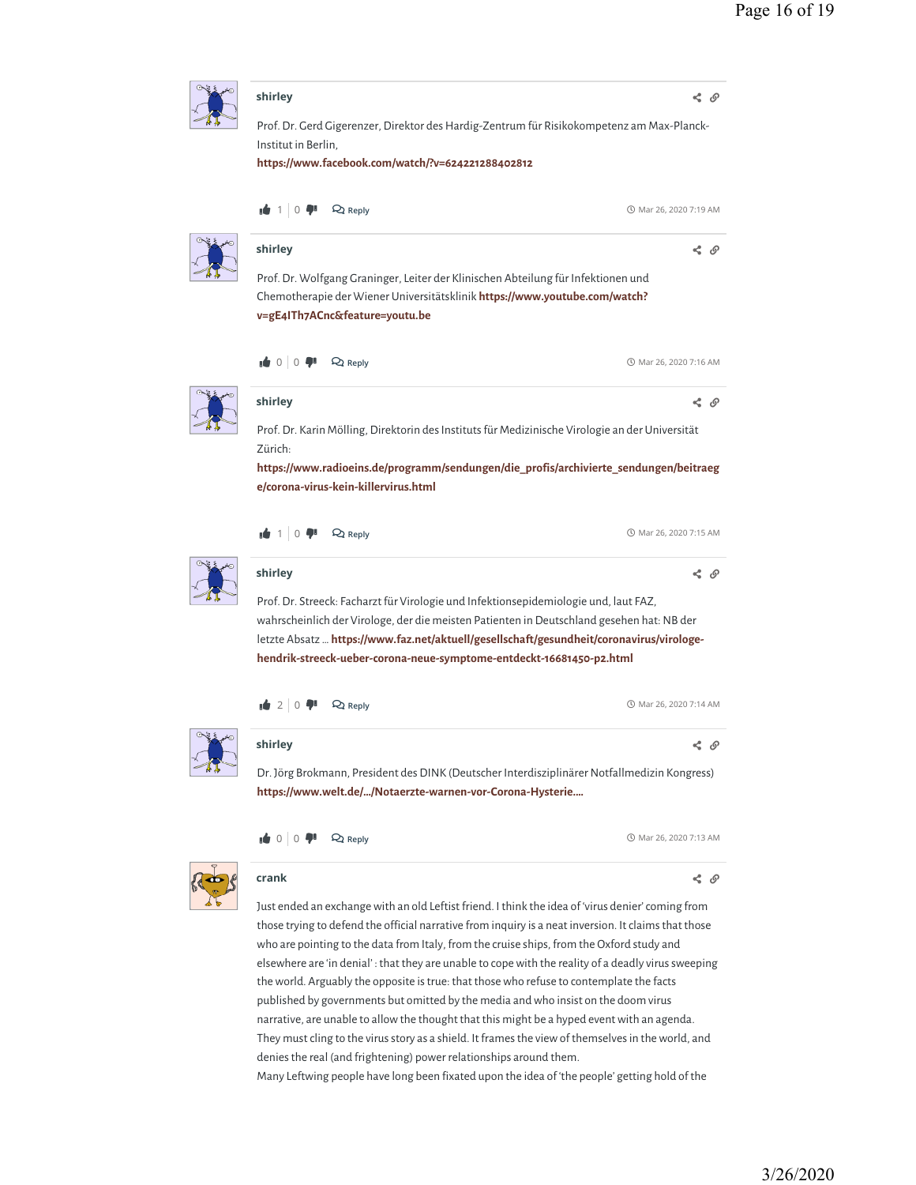**shirley**

Prof. Dr. Gerd Gigerenzer, Direktor des Hardig-Zentrum für Risikokompetenz am Max-Planck-Institut in Berlin,
**https://www.facebook.com/watch/?v=624221288402812**

1 | 0 Reply — Mar 26, 2020 7:19 AM

---

**shirley**

Prof. Dr. Wolfgang Graninger, Leiter der Klinischen Abteilung für Infektionen und Chemotherapie der Wiener Universitätsklinik **https://www.youtube.com/watch?v=gE4ITh7ACnc&feature=youtu.be**

0 | 0 Reply — Mar 26, 2020 7:16 AM

---

**shirley**

Prof. Dr. Karin Mölling, Direktorin des Instituts für Medizinische Virologie an der Universität Zürich:
**https://www.radioeins.de/programm/sendungen/die_profis/archivierte_sendungen/beitraege/corona-virus-kein-killervirus.html**

1 | 0 Reply — Mar 26, 2020 7:15 AM

---

**shirley**

Prof. Dr. Streeck: Facharzt für Virologie und Infektionsepidemiologie und, laut FAZ, wahrscheinlich der Virologe, der die meisten Patienten in Deutschland gesehen hat: NB der letzte Absatz … **https://www.faz.net/aktuell/gesellschaft/gesundheit/coronavirus/virologe-hendrik-streeck-ueber-corona-neue-symptome-entdeckt-16681450-p2.html**

2 | 0 Reply — Mar 26, 2020 7:14 AM

---

**shirley**

Dr. Jörg Brokmann, President des DINK (Deutscher Interdisziplinärer Notfallmedizin Kongress) **https://www.welt.de/…/Notaerzte-warnen-vor-Corona-Hysterie.…**

0 | 0 Reply — Mar 26, 2020 7:13 AM

---

**crank**

Just ended an exchange with an old Leftist friend. I think the idea of 'virus denier' coming from those trying to defend the official narrative from inquiry is a neat inversion. It claims that those who are pointing to the data from Italy, from the cruise ships, from the Oxford study and elsewhere are 'in denial' : that they are unable to cope with the reality of a deadly virus sweeping the world. Arguably the opposite is true: that those who refuse to contemplate the facts published by governments but omitted by the media and who insist on the doom virus narrative, are unable to allow the thought that this might be a hyped event with an agenda. They must cling to the virus story as a shield. It frames the view of themselves in the world, and denies the real (and frightening) power relationships around them.
Many Leftwing people have long been fixated upon the idea of 'the people' getting hold of the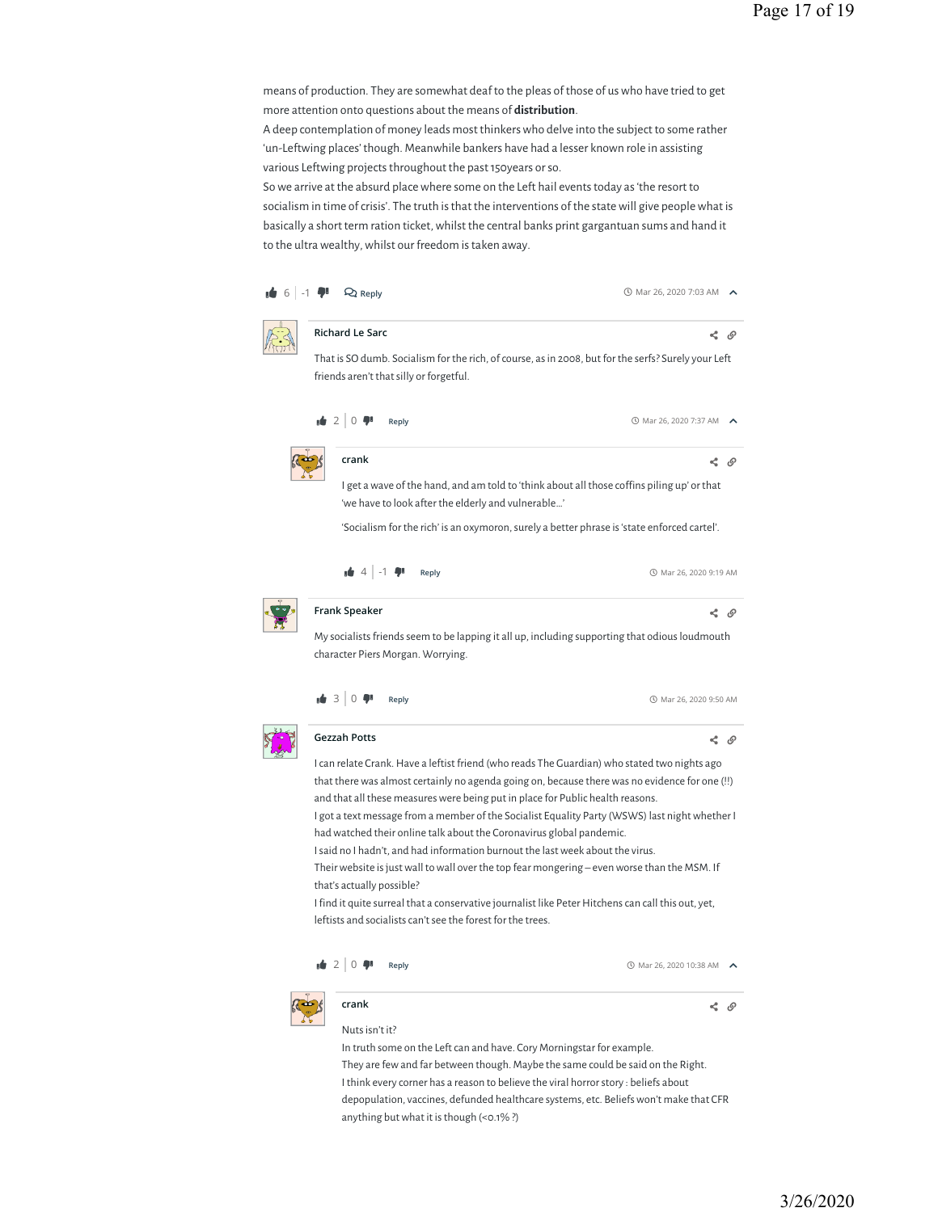means of production. They are somewhat deaf to the pleas of those of us who have tried to get more attention onto questions about the means of **distribution**.
A deep contemplation of money leads most thinkers who delve into the subject to some rather 'un-Leftwing places' though. Meanwhile bankers have had a lesser known role in assisting various Leftwing projects throughout the past 150years or so.
So we arrive at the absurd place where some on the Left hail events today as 'the resort to socialism in time of crisis'. The truth is that the interventions of the state will give people what is basically a short term ration ticket, whilst the central banks print gargantuan sums and hand it to the ultra wealthy, whilst our freedom is taken away.

6 | -1 Reply Mar 26, 2020 7:03 AM

**Richard Le Sarc**

That is SO dumb. Socialism for the rich, of course, as in 2008, but for the serfs? Surely your Left friends aren't that silly or forgetful.

2 | 0 Reply Mar 26, 2020 7:37 AM

**crank**

I get a wave of the hand, and am told to 'think about all those coffins piling up' or that 'we have to look after the elderly and vulnerable…'

'Socialism for the rich' is an oxymoron, surely a better phrase is 'state enforced cartel'.

4 | -1 Reply Mar 26, 2020 9:19 AM

**Frank Speaker**

My socialists friends seem to be lapping it all up, including supporting that odious loudmouth character Piers Morgan. Worrying.

3 | 0 Reply Mar 26, 2020 9:50 AM

**Gezzah Potts**

I can relate Crank. Have a leftist friend (who reads The Guardian) who stated two nights ago that there was almost certainly no agenda going on, because there was no evidence for one (!!) and that all these measures were being put in place for Public health reasons.
I got a text message from a member of the Socialist Equality Party (WSWS) last night whether I had watched their online talk about the Coronavirus global pandemic.
I said no I hadn't, and had information burnout the last week about the virus.
Their website is just wall to wall over the top fear mongering – even worse than the MSM. If that's actually possible?
I find it quite surreal that a conservative journalist like Peter Hitchens can call this out, yet, leftists and socialists can't see the forest for the trees.

2 | 0 Reply Mar 26, 2020 10:38 AM

**crank**

Nuts isn't it?
In truth some on the Left can and have. Cory Morningstar for example.
They are few and far between though. Maybe the same could be said on the Right.
I think every corner has a reason to believe the viral horror story : beliefs about depopulation, vaccines, defunded healthcare systems, etc. Beliefs won't make that CFR anything but what it is though (<0.1% ?)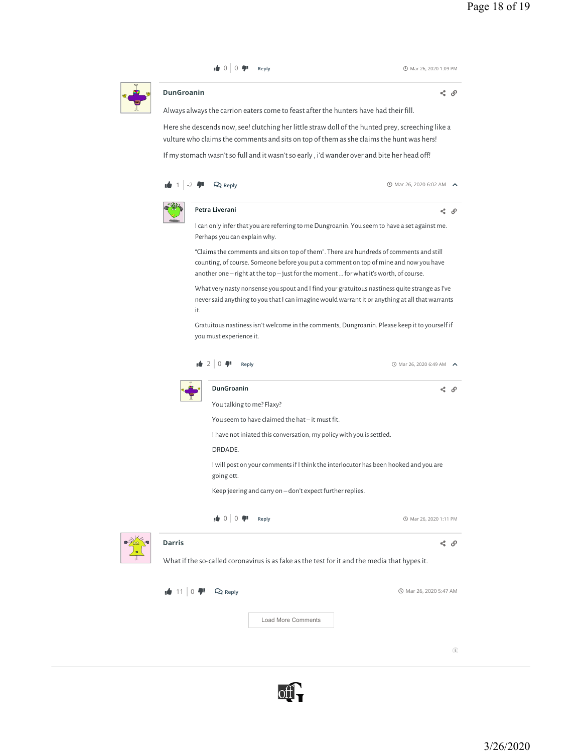0 | 0 Reply Mar 26, 2020 1:09 PM

**DunGroanin**

Always always the carrion eaters come to feast after the hunters have had their fill.

Here she descends now, see! clutching her little straw doll of the hunted prey, screeching like a vulture who claims the comments and sits on top of them as she claims the hunt was hers!

If my stomach wasn't so full and it wasn't so early , i'd wander over and bite her head off!

1 | -2 Reply Mar 26, 2020 6:02 AM

**Petra Liverani**

I can only infer that you are referring to me Dungroanin. You seem to have a set against me. Perhaps you can explain why.

"Claims the comments and sits on top of them". There are hundreds of comments and still counting, of course. Someone before you put a comment on top of mine and now you have another one – right at the top – just for the moment … for what it's worth, of course.

What very nasty nonsense you spout and I find your gratuitous nastiness quite strange as I've never said anything to you that I can imagine would warrant it or anything at all that warrants it.

Gratuitous nastiness isn't welcome in the comments, Dungroanin. Please keep it to yourself if you must experience it.

2 | 0 Reply Mar 26, 2020 6:49 AM

**DunGroanin**

You talking to me? Flaxy?

You seem to have claimed the hat – it must fit.

I have not iniated this conversation, my policy with you is settled.

DRDADE.

I will post on your comments if I think the interlocutor has been hooked and you are going ott.

Keep jeering and carry on – don't expect further replies.

0 | 0 Reply Mar 26, 2020 1:11 PM

**Darris**

What if the so-called coronavirus is as fake as the test for it and the media that hypes it.

11 | 0 Reply Mar 26, 2020 5:47 AM

Load More Comments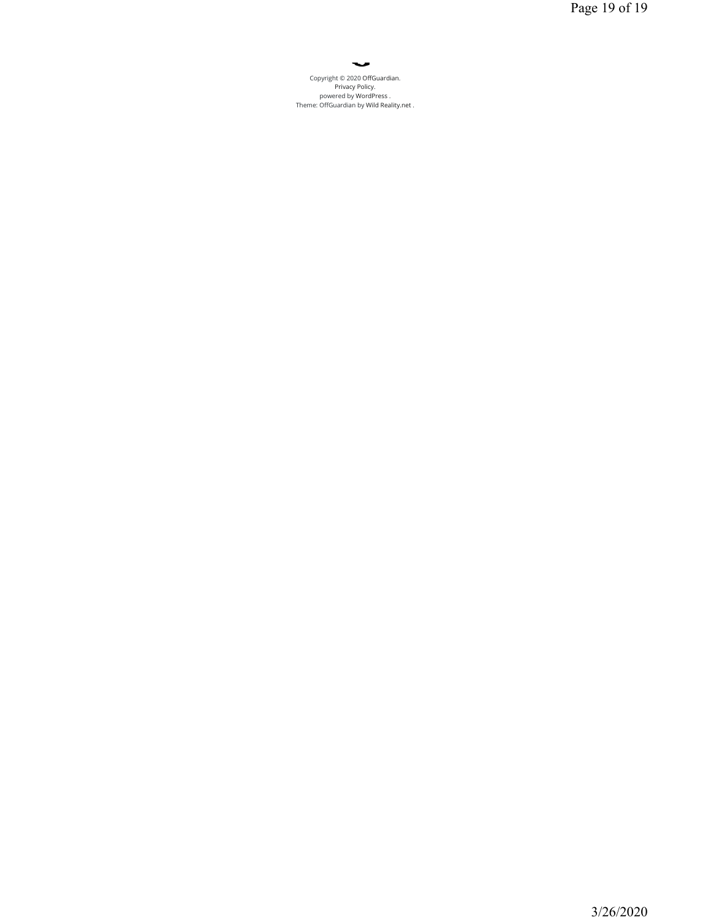Copyright © 2020 OffGuardian.
Privacy Policy.
powered by WordPress .
Theme: OffGuardian by Wild Reality.net .